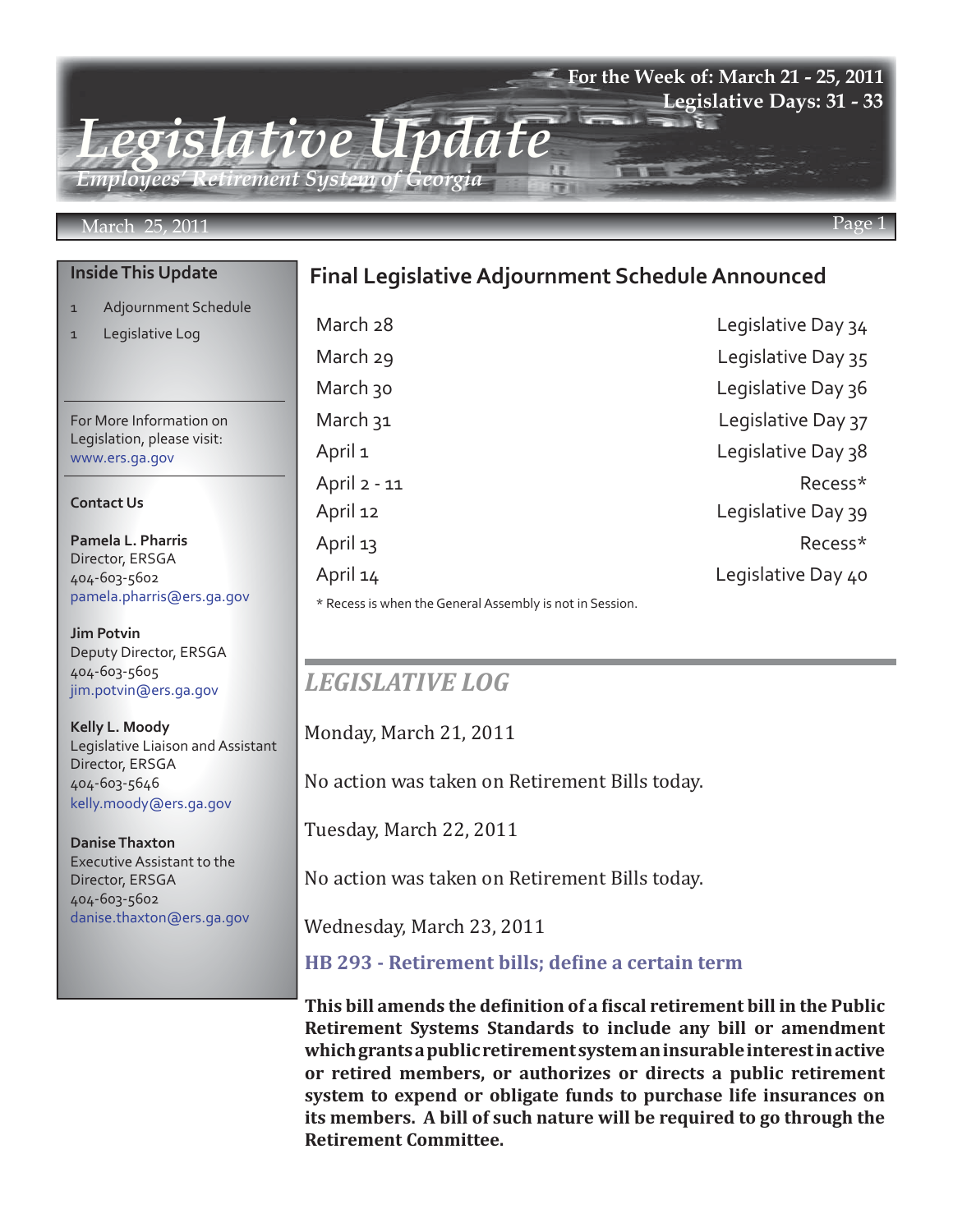# Legislative Update

*Employees' Retirement System of Georgia*

**For the Week of: March 21 - 25, 2011**
**Legislative Days: 31 - 33**

March 25, 2011

## Inside This Update

1 Adjournment Schedule
1 Legislative Log

For More Information on Legislation, please visit: www.ers.ga.gov

**Contact Us**

**Pamela L. Pharris**
Director, ERSGA
404-603-5602
pamela.pharris@ers.ga.gov

**Jim Potvin**
Deputy Director, ERSGA
404-603-5605
jim.potvin@ers.ga.gov

**Kelly L. Moody**
Legislative Liaison and Assistant Director, ERSGA
404-603-5646
kelly.moody@ers.ga.gov

**Danise Thaxton**
Executive Assistant to the Director, ERSGA
404-603-5602
danise.thaxton@ers.ga.gov

## Final Legislative Adjournment Schedule Announced

| Date | Status |
|---|---|
| March 28 | Legislative Day 34 |
| March 29 | Legislative Day 35 |
| March 30 | Legislative Day 36 |
| March 31 | Legislative Day 37 |
| April 1 | Legislative Day 38 |
| April 2 - 11 | Recess* |
| April 12 | Legislative Day 39 |
| April 13 | Recess* |
| April 14 | Legislative Day 40 |

* Recess is when the General Assembly is not in Session.

## *LEGISLATIVE LOG*

Monday, March 21, 2011

No action was taken on Retirement Bills today.

Tuesday, March 22, 2011

No action was taken on Retirement Bills today.

Wednesday, March 23, 2011

### HB 293 - Retirement bills; define a certain term

**This bill amends the definition of a fiscal retirement bill in the Public Retirement Systems Standards to include any bill or amendment which grants a public retirement system an insurable interest in active or retired members, or authorizes or directs a public retirement system to expend or obligate funds to purchase life insurances on its members. A bill of such nature will be required to go through the Retirement Committee.**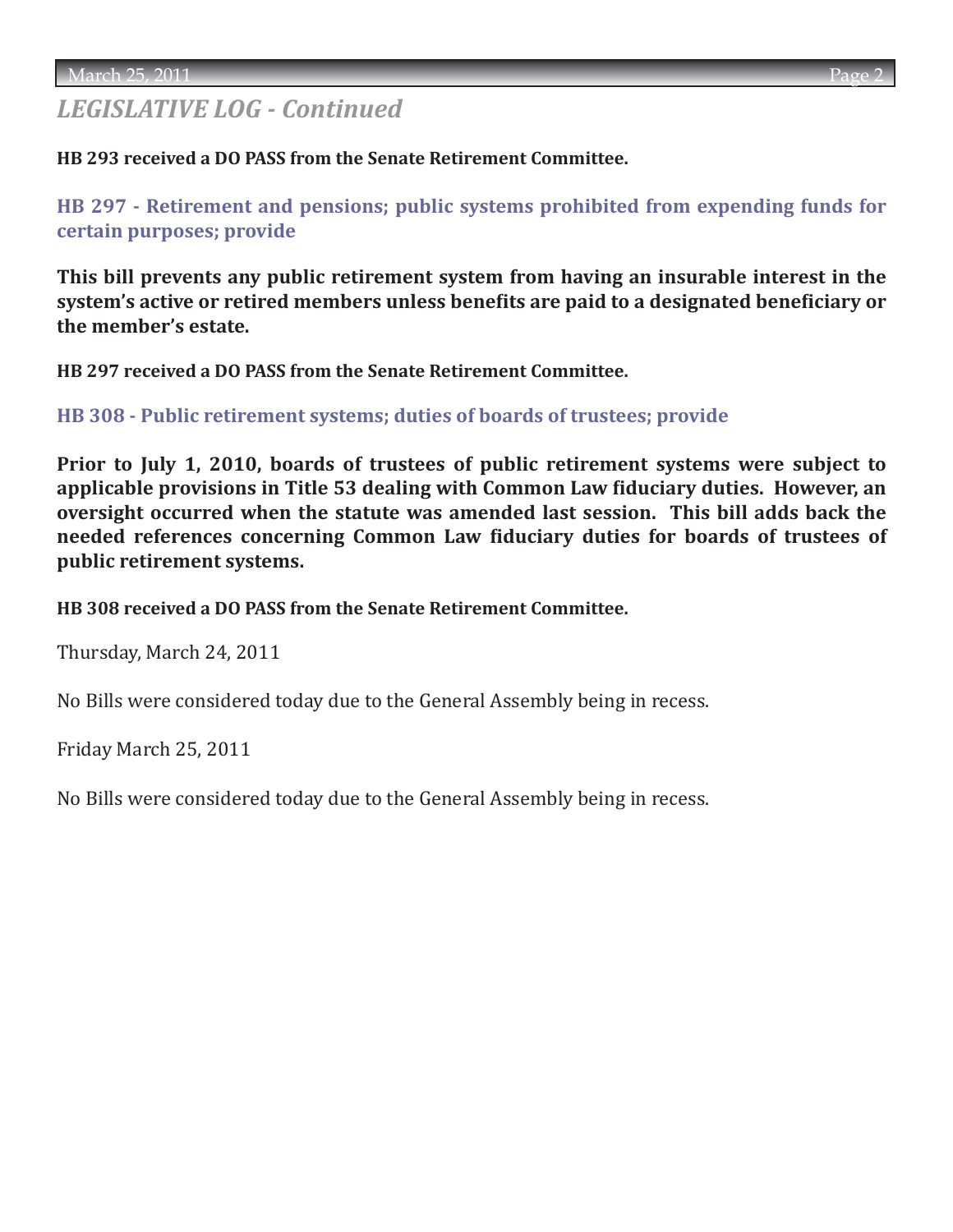## LEGISLATIVE LOG - Continued

**HB 293 received a DO PASS from the Senate Retirement Committee.**

### HB 297 - Retirement and pensions; public systems prohibited from expending funds for certain purposes; provide

**This bill prevents any public retirement system from having an insurable interest in the system's active or retired members unless benefits are paid to a designated beneficiary or the member's estate.**

**HB 297 received a DO PASS from the Senate Retirement Committee.**

### HB 308 - Public retirement systems; duties of boards of trustees; provide

**Prior to July 1, 2010, boards of trustees of public retirement systems were subject to applicable provisions in Title 53 dealing with Common Law fiduciary duties. However, an oversight occurred when the statute was amended last session. This bill adds back the needed references concerning Common Law fiduciary duties for boards of trustees of public retirement systems.**

**HB 308 received a DO PASS from the Senate Retirement Committee.**

Thursday, March 24, 2011

No Bills were considered today due to the General Assembly being in recess.

Friday March 25, 2011

No Bills were considered today due to the General Assembly being in recess.